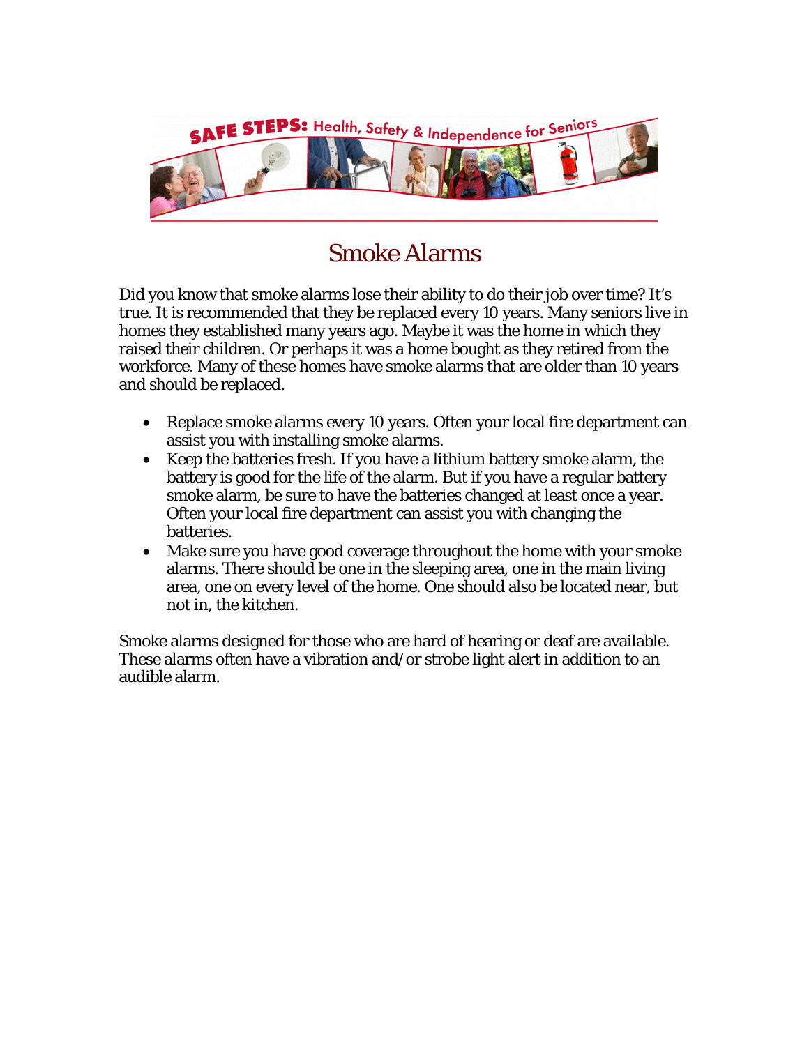# Smoke Alarms

Did you know that smoke alarms lose their ability to do their job over time? It's true. It is recommended that they be replaced every 10 years. Many seniors live in homes they established many years ago. Maybe it was the home in which they raised their children. Or perhaps it was a home bought as they retired from the workforce. Many of these homes have smoke alarms that are older than 10 years and should be replaced.

- Replace smoke alarms every 10 years. Often your local fire department can assist you with installing smoke alarms.
- Keep the batteries fresh. If you have a lithium battery smoke alarm, the battery is good for the life of the alarm. But if you have a regular battery smoke alarm, be sure to have the batteries changed at least once a year. Often your local fire department can assist you with changing the batteries.
- Make sure you have good coverage throughout the home with your smoke alarms. There should be one in the sleeping area, one in the main living area, one on every level of the home. One should also be located near, but not in, the kitchen.

Smoke alarms designed for those who are hard of hearing or deaf are available. These alarms often have a vibration and/or strobe light alert in addition to an audible alarm.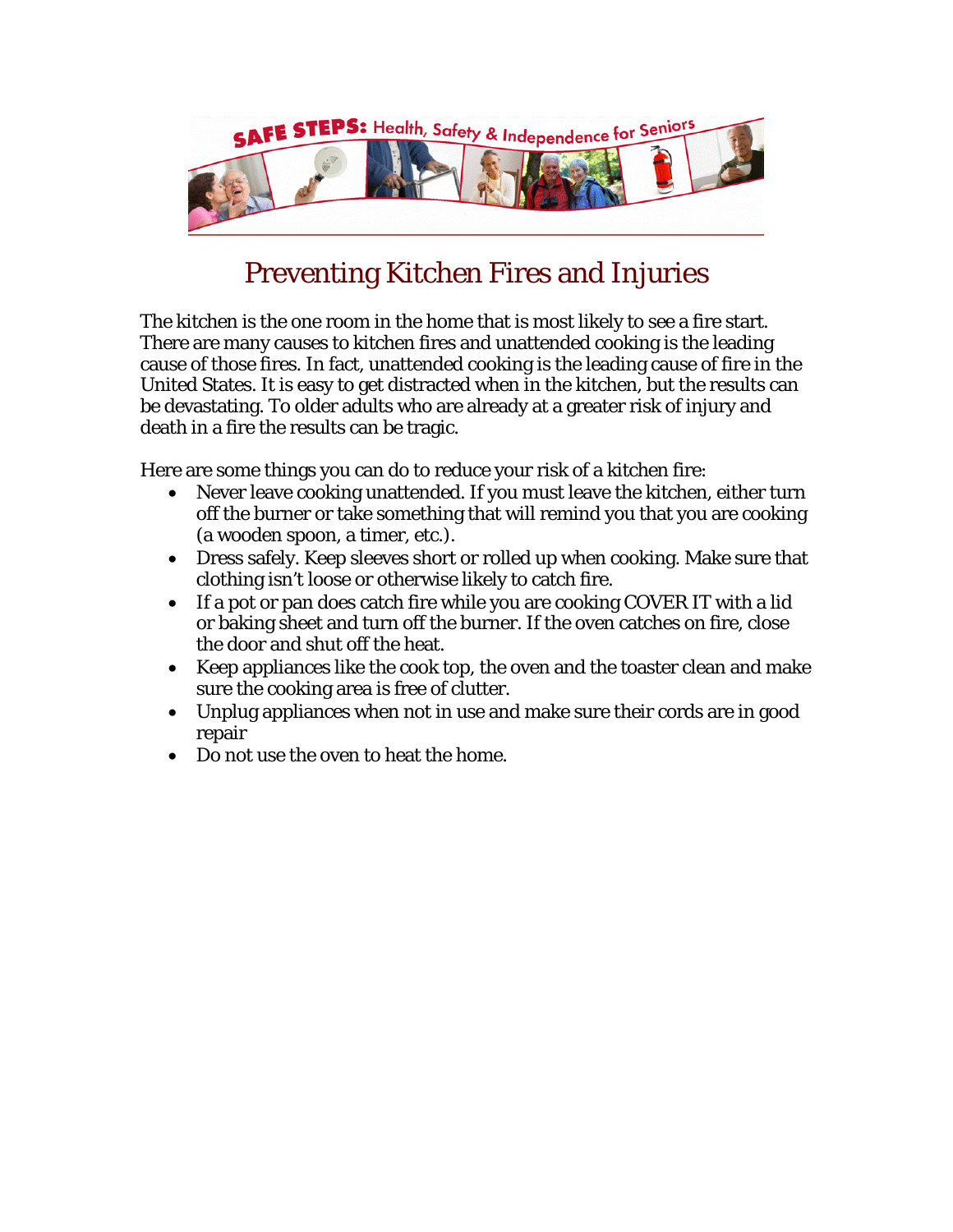# Preventing Kitchen Fires and Injuries

The kitchen is the one room in the home that is most likely to see a fire start. There are many causes to kitchen fires and unattended cooking is the leading cause of those fires. In fact, unattended cooking is the leading cause of fire in the United States. It is easy to get distracted when in the kitchen, but the results can be devastating. To older adults who are already at a greater risk of injury and death in a fire the results can be tragic.

Here are some things you can do to reduce your risk of a kitchen fire:

- Never leave cooking unattended. If you must leave the kitchen, either turn off the burner or take something that will remind you that you are cooking (a wooden spoon, a timer, etc.).
- Dress safely. Keep sleeves short or rolled up when cooking. Make sure that clothing isn't loose or otherwise likely to catch fire.
- If a pot or pan does catch fire while you are cooking COVER IT with a lid or baking sheet and turn off the burner. If the oven catches on fire, close the door and shut off the heat.
- Keep appliances like the cook top, the oven and the toaster clean and make sure the cooking area is free of clutter.
- Unplug appliances when not in use and make sure their cords are in good repair
- Do not use the oven to heat the home.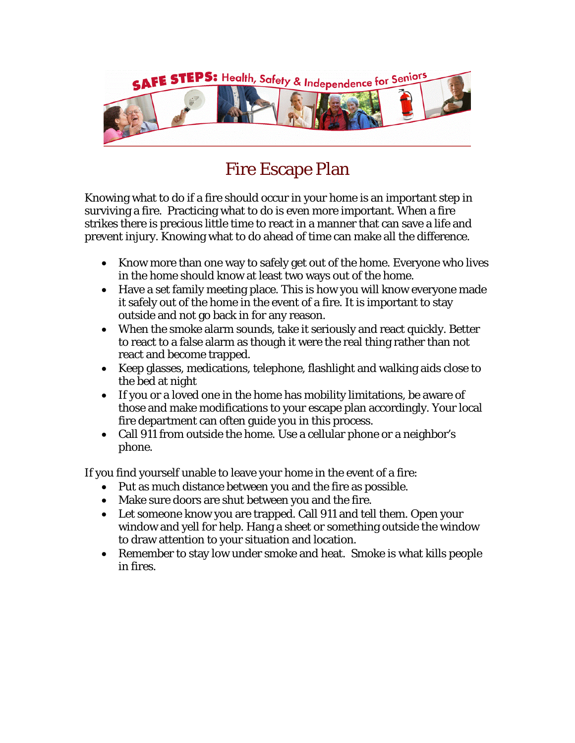# Fire Escape Plan

Knowing what to do if a fire should occur in your home is an important step in surviving a fire. Practicing what to do is even more important. When a fire strikes there is precious little time to react in a manner that can save a life and prevent injury. Knowing what to do ahead of time can make all the difference.

- Know more than one way to safely get out of the home. Everyone who lives in the home should know at least two ways out of the home.
- Have a set family meeting place. This is how you will know everyone made it safely out of the home in the event of a fire. It is important to stay outside and not go back in for any reason.
- When the smoke alarm sounds, take it seriously and react quickly. Better to react to a false alarm as though it were the real thing rather than not react and become trapped.
- Keep glasses, medications, telephone, flashlight and walking aids close to the bed at night
- If you or a loved one in the home has mobility limitations, be aware of those and make modifications to your escape plan accordingly. Your local fire department can often guide you in this process.
- Call 911 from outside the home. Use a cellular phone or a neighbor's phone.

If you find yourself unable to leave your home in the event of a fire:

- Put as much distance between you and the fire as possible.
- Make sure doors are shut between you and the fire.
- Let someone know you are trapped. Call 911 and tell them. Open your window and yell for help. Hang a sheet or something outside the window to draw attention to your situation and location.
- Remember to stay low under smoke and heat. Smoke is what kills people in fires.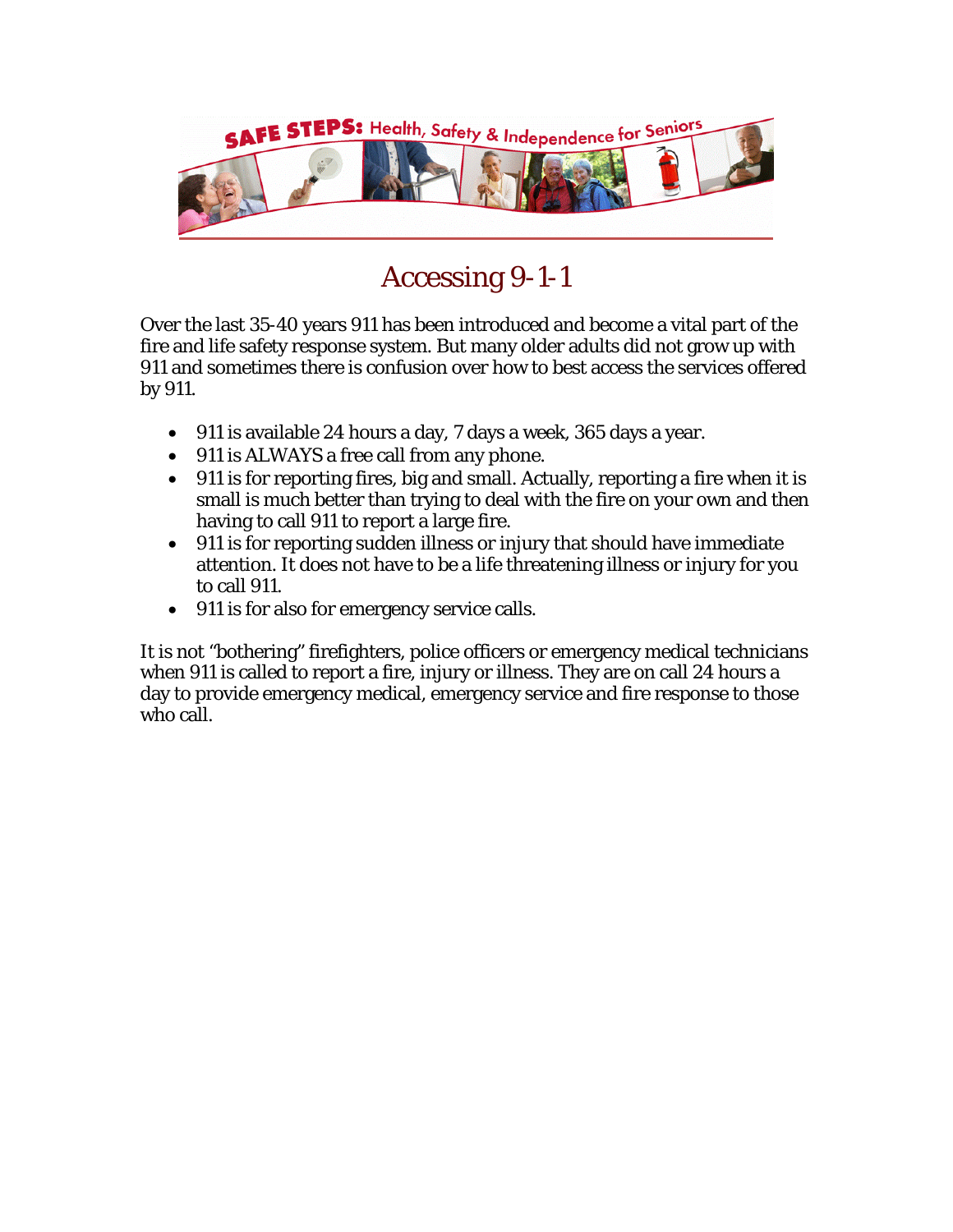# Accessing 9-1-1

Over the last 35-40 years 911 has been introduced and become a vital part of the fire and life safety response system. But many older adults did not grow up with 911 and sometimes there is confusion over how to best access the services offered by 911.

- 911 is available 24 hours a day, 7 days a week, 365 days a year.
- 911 is ALWAYS a free call from any phone.
- 911 is for reporting fires, big and small. Actually, reporting a fire when it is small is much better than trying to deal with the fire on your own and then having to call 911 to report a large fire.
- 911 is for reporting sudden illness or injury that should have immediate attention. It does not have to be a life threatening illness or injury for you to call 911.
- 911 is for also for emergency service calls.

It is not "bothering" firefighters, police officers or emergency medical technicians when 911 is called to report a fire, injury or illness. They are on call 24 hours a day to provide emergency medical, emergency service and fire response to those who call.